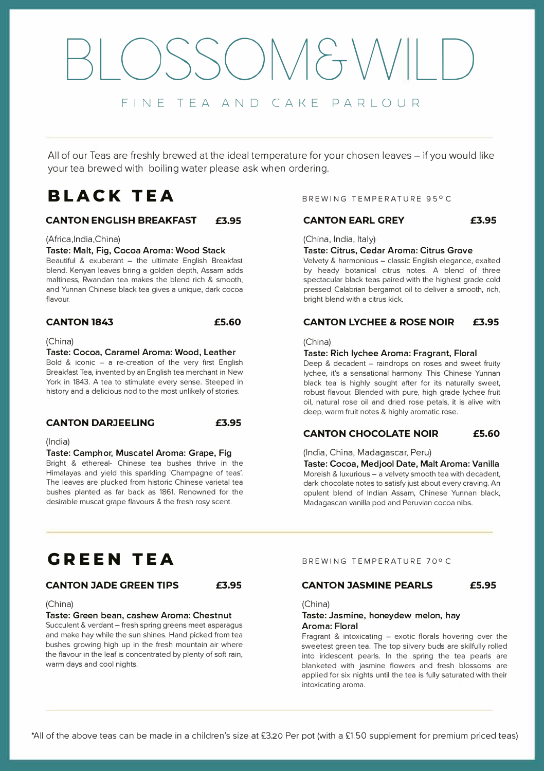# BLOSSOM&WILD

FINE TEA AND CAKE PARLOUR

All of our Teas are freshly brewed at the ideal temperature for your chosen leaves – if you would like your tea brewed with boiling water please ask when ordering.

## BLACK TEA

BREWING TEMPERATURE 95° C

### CANTON ENGLISH BREAKFAST £3.95

(Africa,India,China)

**Taste: Malt, Fig, Cocoa Aroma: Wood Stack**

Beautiful & exuberant – the ultimate English Breakfast blend. Kenyan leaves bring a golden depth, Assam adds maltiness, Rwandan tea makes the blend rich & smooth, and Yunnan Chinese black tea gives a unique, dark cocoa flavour.

### CANTON 1843 £5.60

(China)

**Taste: Cocoa, Caramel Aroma: Wood, Leather**

Bold & iconic – a re-creation of the very first English Breakfast Tea, invented by an English tea merchant in New York in 1843. A tea to stimulate every sense. Steeped in history and a delicious nod to the most unlikely of stories.

### CANTON DARJEELING £3.95

(India)

**Taste: Camphor, Muscatel Aroma: Grape, Fig**

Bright & ethereal- Chinese tea bushes thrive in the Himalayas and yield this sparkling 'Champagne of teas'. The leaves are plucked from historic Chinese varietal tea bushes planted as far back as 1861. Renowned for the desirable muscat grape flavours & the fresh rosy scent.

### CANTON EARL GREY £3.95

(China, India, Italy)

**Taste: Citrus, Cedar Aroma: Citrus Grove**

Velvety & harmonious – classic English elegance, exalted by heady botanical citrus notes. A blend of three spectacular black teas paired with the highest grade cold pressed Calabrian bergamot oil to deliver a smooth, rich, bright blend with a citrus kick.

### CANTON LYCHEE & ROSE NOIR £3.95

(China)

**Taste: Rich lychee Aroma: Fragrant, Floral**

Deep & decadent – raindrops on roses and sweet fruity lychee, it's a sensational harmony. This Chinese Yunnan black tea is highly sought after for its naturally sweet, robust flavour. Blended with pure, high grade lychee fruit oil, natural rose oil and dried rose petals, it is alive with deep, warm fruit notes & highly aromatic rose.

### CANTON CHOCOLATE NOIR £5.60

(India, China, Madagascar, Peru)

**Taste: Cocoa, Medjool Date, Malt Aroma: Vanilla**

Moreish & luxurious – a velvety smooth tea with decadent, dark chocolate notes to satisfy just about every craving. An opulent blend of Indian Assam, Chinese Yunnan black, Madagascan vanilla pod and Peruvian cocoa nibs.

## GREEN TEA

BREWING TEMPERATURE 70° C

### CANTON JADE GREEN TIPS £3.95

(China)

**Taste: Green bean, cashew Aroma: Chestnut**

Succulent & verdant – fresh spring greens meet asparagus and make hay while the sun shines. Hand picked from tea bushes growing high up in the fresh mountain air where the flavour in the leaf is concentrated by plenty of soft rain, warm days and cool nights.

### CANTON JASMINE PEARLS £5.95

(China)

**Taste: Jasmine, honeydew melon, hay**
**Aroma: Floral**

Fragrant & intoxicating – exotic florals hovering over the sweetest green tea. The top silvery buds are skilfully rolled into iridescent pearls. In the spring the tea pearls are blanketed with jasmine flowers and fresh blossoms are applied for six nights until the tea is fully saturated with their intoxicating aroma.

*All of the above teas can be made in a children's size at £3.20 Per pot (with a £1.50 supplement for premium priced teas)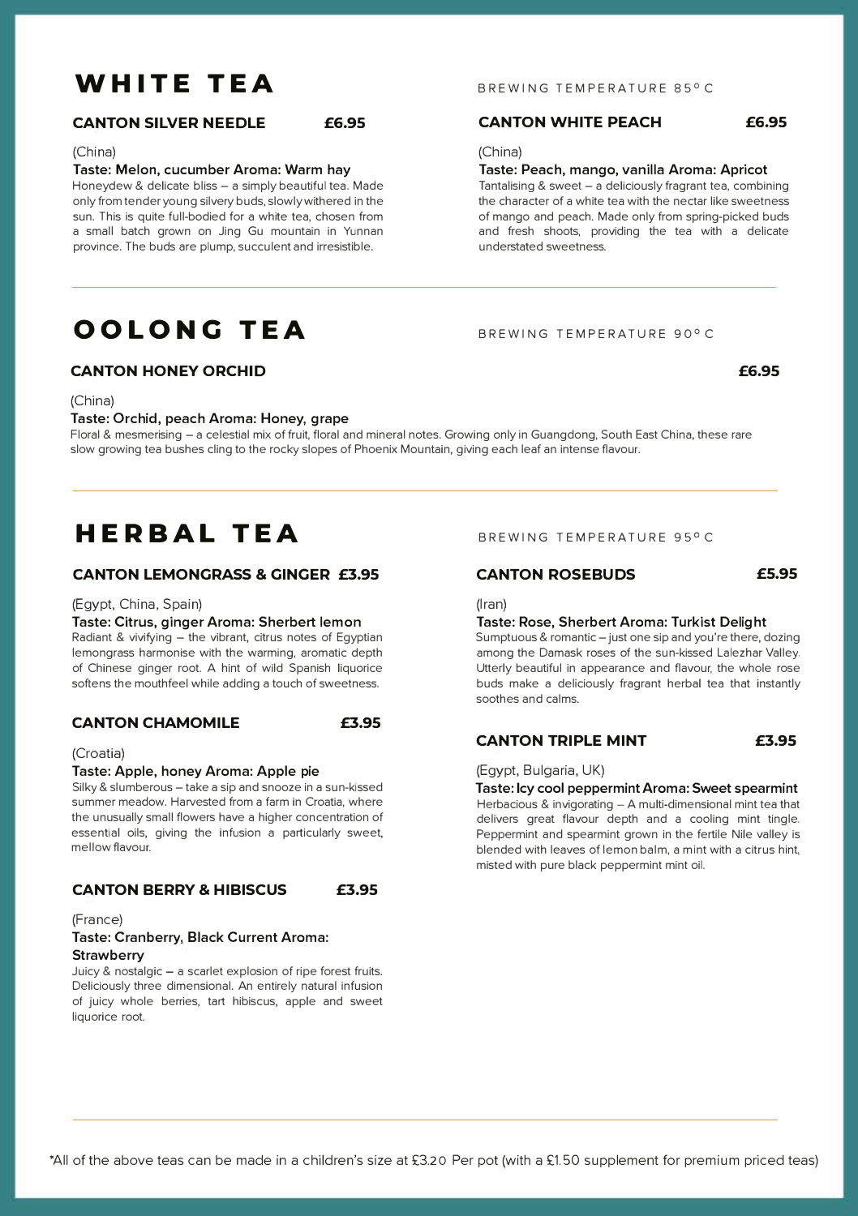# WHITE TEA

BREWING TEMPERATURE 85° C

### CANTON SILVER NEEDLE £6.95

(China)

**Taste: Melon, cucumber Aroma: Warm hay**

Honeydew & delicate bliss – a simply beautiful tea. Made only from tender young silvery buds, slowly withered in the sun. This is quite full-bodied for a white tea, chosen from a small batch grown on Jing Gu mountain in Yunnan province. The buds are plump, succulent and irresistible.

### CANTON WHITE PEACH £6.95

(China)

**Taste: Peach, mango, vanilla Aroma: Apricot**

Tantalising & sweet – a deliciously fragrant tea, combining the character of a white tea with the nectar like sweetness of mango and peach. Made only from spring-picked buds and fresh shoots, providing the tea with a delicate understated sweetness.

---

# OOLONG TEA

BREWING TEMPERATURE 90° C

### CANTON HONEY ORCHID £6.95

(China)

**Taste: Orchid, peach Aroma: Honey, grape**

Floral & mesmerising – a celestial mix of fruit, floral and mineral notes. Growing only in Guangdong, South East China, these rare slow growing tea bushes cling to the rocky slopes of Phoenix Mountain, giving each leaf an intense flavour.

---

# HERBAL TEA

BREWING TEMPERATURE 95° C

### CANTON LEMONGRASS & GINGER £3.95

(Egypt, China, Spain)

**Taste: Citrus, ginger Aroma: Sherbert lemon**

Radiant & vivifying – the vibrant, citrus notes of Egyptian lemongrass harmonise with the warming, aromatic depth of Chinese ginger root. A hint of wild Spanish liquorice softens the mouthfeel while adding a touch of sweetness.

### CANTON CHAMOMILE £3.95

(Croatia)

**Taste: Apple, honey Aroma: Apple pie**

Silky & slumberous – take a sip and snooze in a sun-kissed summer meadow. Harvested from a farm in Croatia, where the unusually small flowers have a higher concentration of essential oils, giving the infusion a particularly sweet, mellow flavour.

### CANTON BERRY & HIBISCUS £3.95

(France)

**Taste: Cranberry, Black Current Aroma: Strawberry**

Juicy & nostalgic – a scarlet explosion of ripe forest fruits. Deliciously three dimensional. An entirely natural infusion of juicy whole berries, tart hibiscus, apple and sweet liquorice root.

### CANTON ROSEBUDS £5.95

(Iran)

**Taste: Rose, Sherbert Aroma: Turkist Delight**

Sumptuous & romantic – just one sip and you're there, dozing among the Damask roses of the sun-kissed Lalezhar Valley. Utterly beautiful in appearance and flavour, the whole rose buds make a deliciously fragrant herbal tea that instantly soothes and calms.

### CANTON TRIPLE MINT £3.95

(Egypt, Bulgaria, UK)

**Taste: Icy cool peppermint Aroma: Sweet spearmint**

Herbacious & invigorating – A multi-dimensional mint tea that delivers great flavour depth and a cooling mint tingle. Peppermint and spearmint grown in the fertile Nile valley is blended with leaves of lemon balm, a mint with a citrus hint, misted with pure black peppermint mint oil.

---

*All of the above teas can be made in a children's size at £3.20 Per pot (with a £1.50 supplement for premium priced teas)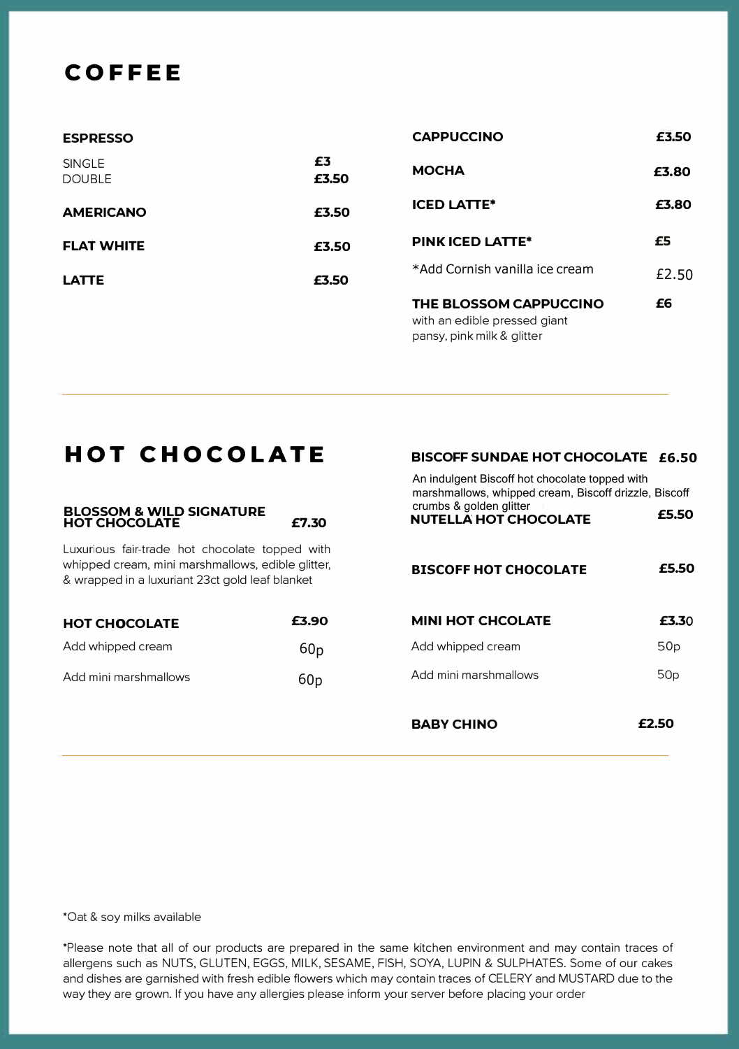# COFFEE

**ESPRESSO**

SINGLE — **£3**
DOUBLE — **£3.50**

**AMERICANO** — **£3.50**

**FLAT WHITE** — **£3.50**

**LATTE** — **£3.50**

**CAPPUCCINO** — **£3.50**

**MOCHA** — **£3.80**

**ICED LATTE*** — **£3.80**

**PINK ICED LATTE*** — **£5**

*Add Cornish vanilla ice cream — £2.50

**THE BLOSSOM CAPPUCCINO** — **£6**
with an edible pressed giant pansy, pink milk & glitter

---

# HOT CHOCOLATE

**BLOSSOM & WILD SIGNATURE HOT CHOCOLATE** — **£7.30**

Luxurious fair-trade hot chocolate topped with whipped cream, mini marshmallows, edible glitter, & wrapped in a luxuriant 23ct gold leaf blanket

**HOT CHOCOLATE** — **£3.90**

Add whipped cream — 60p

Add mini marshmallows — 60p

**BISCOFF SUNDAE HOT CHOCOLATE** — **£6.50**

An indulgent Biscoff hot chocolate topped with marshmallows, whipped cream, Biscoff drizzle, Biscoff crumbs & golden glitter

**NUTELLA HOT CHOCOLATE** — **£5.50**

**BISCOFF HOT CHOCOLATE** — **£5.50**

**MINI HOT CHCOLATE** — **£3.30**

Add whipped cream — 50p

Add mini marshmallows — 50p

**BABY CHINO** — **£2.50**

---

*Oat & soy milks available

*Please note that all of our products are prepared in the same kitchen environment and may contain traces of allergens such as NUTS, GLUTEN, EGGS, MILK, SESAME, FISH, SOYA, LUPIN & SULPHATES. Some of our cakes and dishes are garnished with fresh edible flowers which may contain traces of CELERY and MUSTARD due to the way they are grown. If you have any allergies please inform your server before placing your order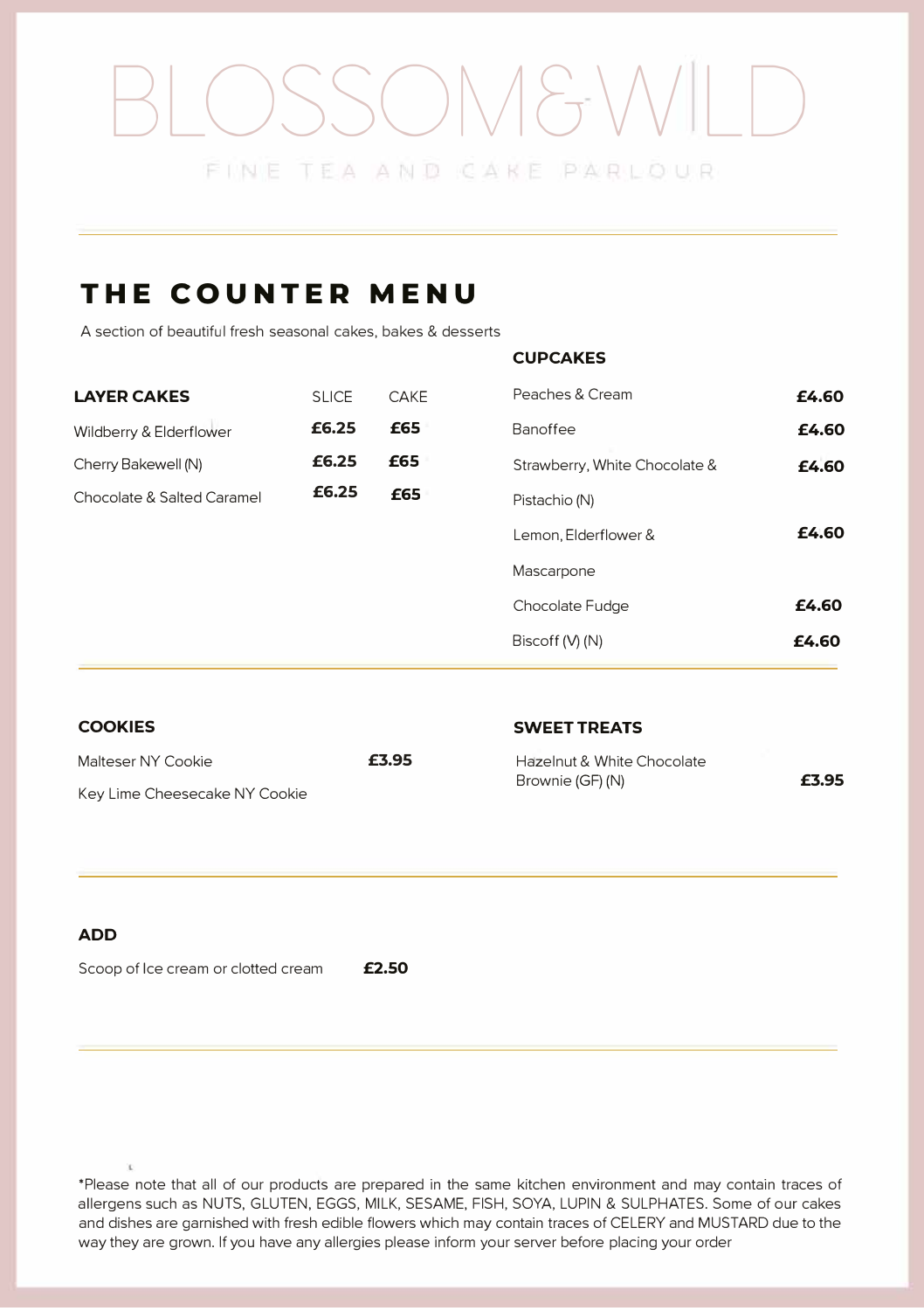# BLOSSOM&WILD

FINE TEA AND CAKE PARLOUR

## THE COUNTER MENU

A section of beautiful fresh seasonal cakes, bakes & desserts

### LAYER CAKES

| LAYER CAKES | SLICE | CAKE |
|---|---|---|
| Wildberry & Elderflower | **£6.25** | **£65** |
| Cherry Bakewell (N) | **£6.25** | **£65** |
| Chocolate & Salted Caramel | **£6.25** | **£65** |

### CUPCAKES

| CUPCAKES | |
|---|---|
| Peaches & Cream | **£4.60** |
| Banoffee | **£4.60** |
| Strawberry, White Chocolate & Pistachio (N) | **£4.60** |
| Lemon, Elderflower & Mascarpone | **£4.60** |
| Chocolate Fudge | **£4.60** |
| Biscoff (V) (N) | **£4.60** |

### COOKIES

Malteser NY Cookie **£3.95**

Key Lime Cheesecake NY Cookie

### SWEET TREATS

Hazelnut & White Chocolate Brownie (GF) (N) **£3.95**

### ADD

Scoop of Ice cream or clotted cream **£2.50**

*Please note that all of our products are prepared in the same kitchen environment and may contain traces of allergens such as NUTS, GLUTEN, EGGS, MILK, SESAME, FISH, SOYA, LUPIN & SULPHATES. Some of our cakes and dishes are garnished with fresh edible flowers which may contain traces of CELERY and MUSTARD due to the way they are grown. If you have any allergies please inform your server before placing your order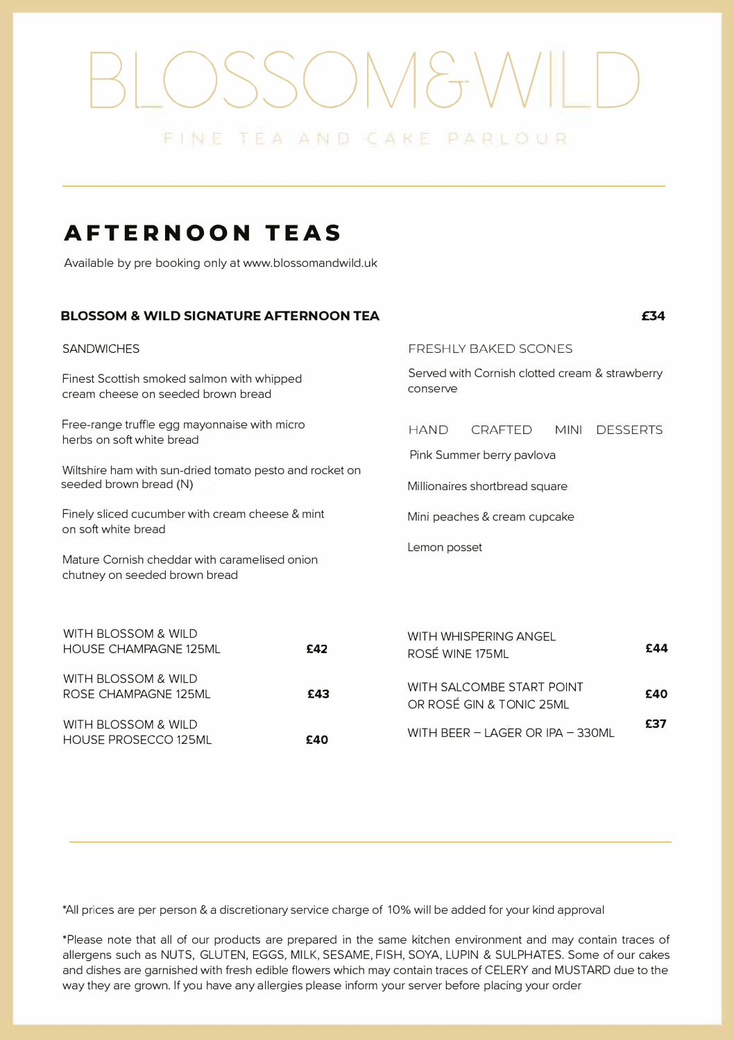# BLOSSOM&WILD

FINE TEA AND CAKE PARLOUR

## AFTERNOON TEAS

Available by pre booking only at www.blossomandwild.uk

### BLOSSOM & WILD SIGNATURE AFTERNOON TEA — £34

SANDWICHES

Finest Scottish smoked salmon with whipped cream cheese on seeded brown bread

Free-range truffle egg mayonnaise with micro herbs on soft white bread

Wiltshire ham with sun-dried tomato pesto and rocket on seeded brown bread (N)

Finely sliced cucumber with cream cheese & mint on soft white bread

Mature Cornish cheddar with caramelised onion chutney on seeded brown bread

FRESHLY BAKED SCONES

Served with Cornish clotted cream & strawberry conserve

HAND CRAFTED MINI DESSERTS

Pink Summer berry pavlova

Millionaires shortbread square

Mini peaches & cream cupcake

Lemon posset

WITH BLOSSOM & WILD HOUSE CHAMPAGNE 125ML — **£42**

WITH BLOSSOM & WILD ROSE CHAMPAGNE 125ML — **£43**

WITH BLOSSOM & WILD HOUSE PROSECCO 125ML — **£40**

WITH WHISPERING ANGEL ROSÉ WINE 175ML — **£44**

WITH SALCOMBE START POINT OR ROSÉ GIN & TONIC 25ML — **£40**

WITH BEER – LAGER OR IPA – 330ML — **£37**

*All prices are per person & a discretionary service charge of 10% will be added for your kind approval

*Please note that all of our products are prepared in the same kitchen environment and may contain traces of allergens such as NUTS, GLUTEN, EGGS, MILK, SESAME, FISH, SOYA, LUPIN & SULPHATES. Some of our cakes and dishes are garnished with fresh edible flowers which may contain traces of CELERY and MUSTARD due to the way they are grown. If you have any allergies please inform your server before placing your order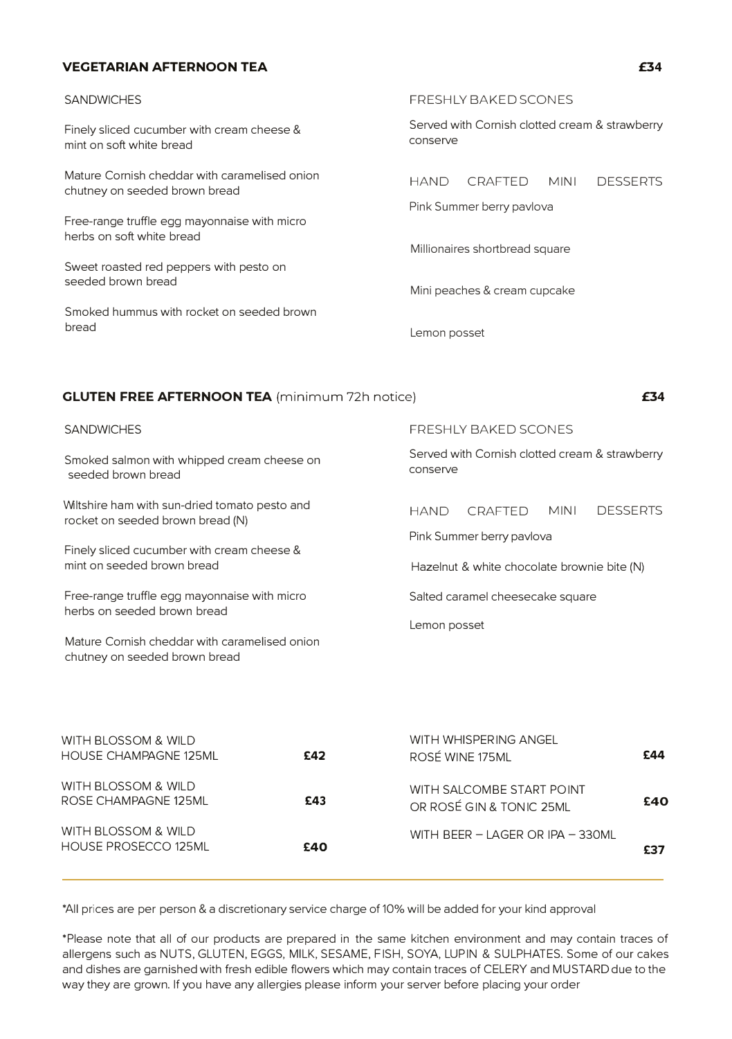## VEGETARIAN AFTERNOON TEA £34

### SANDWICHES

Finely sliced cucumber with cream cheese & mint on soft white bread

Mature Cornish cheddar with caramelised onion chutney on seeded brown bread

Free-range truffle egg mayonnaise with micro herbs on soft white bread

Sweet roasted red peppers with pesto on seeded brown bread

Smoked hummus with rocket on seeded brown bread

### FRESHLY BAKED SCONES

Served with Cornish clotted cream & strawberry conserve

### HAND CRAFTED MINI DESSERTS

Pink Summer berry pavlova

Millionaires shortbread square

Mini peaches & cream cupcake

Lemon posset

## GLUTEN FREE AFTERNOON TEA (minimum 72h notice) £34

### SANDWICHES

Smoked salmon with whipped cream cheese on seeded brown bread

Wiltshire ham with sun-dried tomato pesto and rocket on seeded brown bread (N)

Finely sliced cucumber with cream cheese & mint on seeded brown bread

Free-range truffle egg mayonnaise with micro herbs on seeded brown bread

Mature Cornish cheddar with caramelised onion chutney on seeded brown bread

### FRESHLY BAKED SCONES

Served with Cornish clotted cream & strawberry conserve

### HAND CRAFTED MINI DESSERTS

Pink Summer berry pavlova

Hazelnut & white chocolate brownie bite (N)

Salted caramel cheesecake square

Lemon posset

| | |
|---|---|
| WITH BLOSSOM & WILD HOUSE CHAMPAGNE 125ML | £42 |
| WITH BLOSSOM & WILD ROSE CHAMPAGNE 125ML | £43 |
| WITH BLOSSOM & WILD HOUSE PROSECCO 125ML | £40 |
| WITH WHISPERING ANGEL ROSÉ WINE 175ML | £44 |
| WITH SALCOMBE START POINT OR ROSÉ GIN & TONIC 25ML | £40 |
| WITH BEER – LAGER OR IPA – 330ML | £37 |

*All prices are per person & a discretionary service charge of 10% will be added for your kind approval

*Please note that all of our products are prepared in the same kitchen environment and may contain traces of allergens such as NUTS, GLUTEN, EGGS, MILK, SESAME, FISH, SOYA, LUPIN & SULPHATES. Some of our cakes and dishes are garnished with fresh edible flowers which may contain traces of CELERY and MUSTARD due to the way they are grown. If you have any allergies please inform your server before placing your order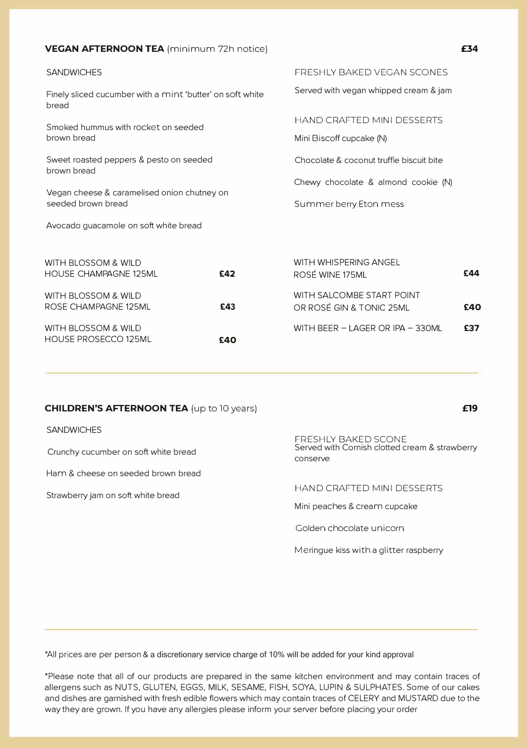## VEGAN AFTERNOON TEA (minimum 72h notice) — £34

### SANDWICHES

Finely sliced cucumber with a mint 'butter' on soft white bread

Smoked hummus with rocket on seeded brown bread

Sweet roasted peppers & pesto on seeded brown bread

Vegan cheese & caramelised onion chutney on seeded brown bread

Avocado guacamole on soft white bread

### FRESHLY BAKED VEGAN SCONES

Served with vegan whipped cream & jam

### HAND CRAFTED MINI DESSERTS

Mini Biscoff cupcake (N)

Chocolate & coconut truffle biscuit bite

Chewy chocolate & almond cookie (N)

Summer berry Eton mess

| | |
|---|---|
| WITH BLOSSOM & WILD HOUSE CHAMPAGNE 125ML | **£42** |
| WITH BLOSSOM & WILD ROSE CHAMPAGNE 125ML | **£43** |
| WITH BLOSSOM & WILD HOUSE PROSECCO 125ML | **£40** |
| WITH WHISPERING ANGEL ROSÉ WINE 175ML | **£44** |
| WITH SALCOMBE START POINT OR ROSÉ GIN & TONIC 25ML | **£40** |
| WITH BEER – LAGER OR IPA – 330ML | **£37** |

---

## CHILDREN'S AFTERNOON TEA (up to 10 years) — £19

### SANDWICHES

Crunchy cucumber on soft white bread

Ham & cheese on seeded brown bread

Strawberry jam on soft white bread

### FRESHLY BAKED SCONE

Served with Cornish clotted cream & strawberry conserve

### HAND CRAFTED MINI DESSERTS

Mini peaches & cream cupcake

Golden chocolate unicorn

Meringue kiss with a glitter raspberry

---

*All prices are per person & a discretionary service charge of 10% will be added for your kind approval

*Please note that all of our products are prepared in the same kitchen environment and may contain traces of allergens such as NUTS, GLUTEN, EGGS, MILK, SESAME, FISH, SOYA, LUPIN & SULPHATES. Some of our cakes and dishes are garnished with fresh edible flowers which may contain traces of CELERY and MUSTARD due to the way they are grown. If you have any allergies please inform your server before placing your order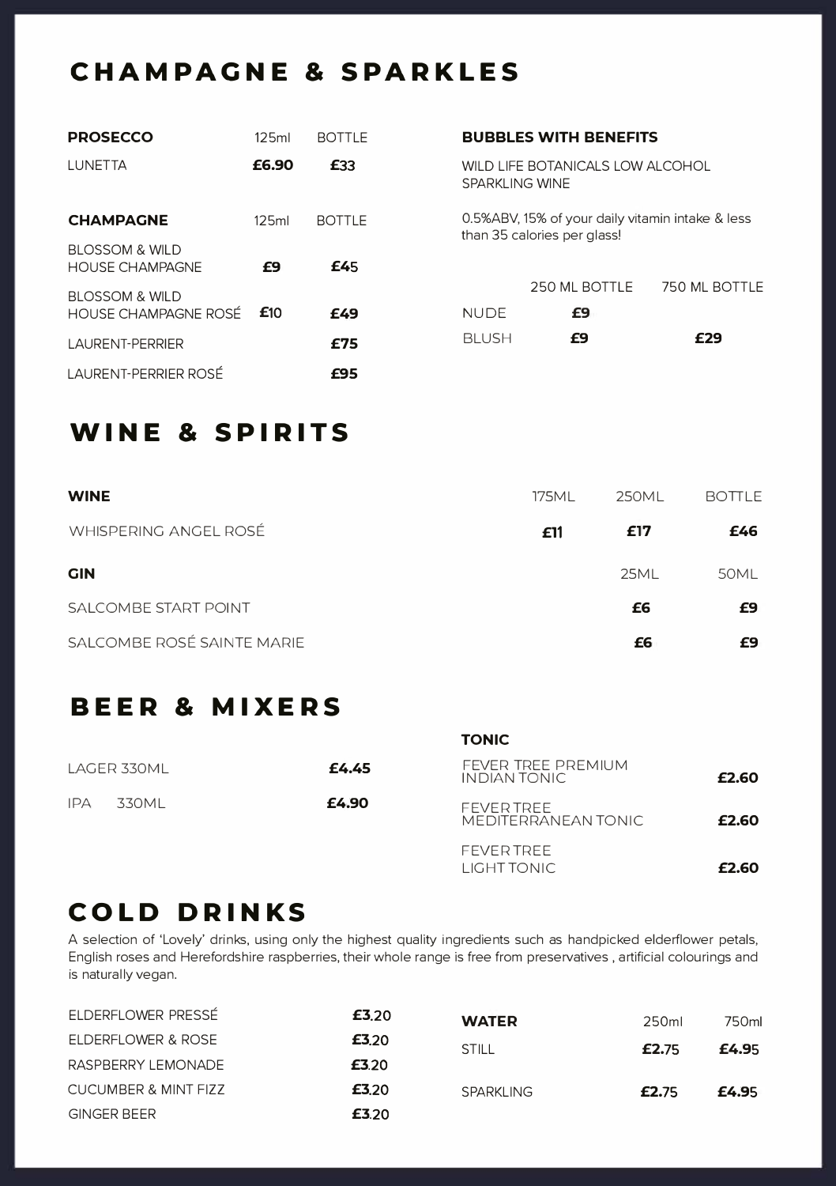# CHAMPAGNE & SPARKLES

| PROSECCO | 125ml | BOTTLE |
|---|---|---|
| LUNETTA | **£6.90** | **£33** |

| CHAMPAGNE | 125ml | BOTTLE |
|---|---|---|
| BLOSSOM & WILD HOUSE CHAMPAGNE | **£9** | **£45** |
| BLOSSOM & WILD HOUSE CHAMPAGNE ROSÉ | **£10** | **£49** |
| LAURENT-PERRIER | | **£75** |
| LAURENT-PERRIER ROSÉ | | **£95** |

**BUBBLES WITH BENEFITS**

WILD LIFE BOTANICALS LOW ALCOHOL SPARKLING WINE

0.5%ABV, 15% of your daily vitamin intake & less than 35 calories per glass!

| | 250 ML BOTTLE | 750 ML BOTTLE |
|---|---|---|
| NUDE | **£9** | |
| BLUSH | **£9** | **£29** |

# WINE & SPIRITS

| WINE | 175ML | 250ML | BOTTLE |
|---|---|---|---|
| WHISPERING ANGEL ROSÉ | **£11** | **£17** | **£46** |

| GIN | 25ML | 50ML |
|---|---|---|
| SALCOMBE START POINT | **£6** | **£9** |
| SALCOMBE ROSÉ SAINTE MARIE | **£6** | **£9** |

# BEER & MIXERS

| | |
|---|---|
| LAGER 330ML | **£4.45** |
| IPA 330ML | **£4.90** |

| TONIC | |
|---|---|
| FEVER TREE PREMIUM INDIAN TONIC | **£2.60** |
| FEVER TREE MEDITERRANEAN TONIC | **£2.60** |
| FEVER TREE LIGHT TONIC | **£2.60** |

# COLD DRINKS

A selection of 'Lovely' drinks, using only the highest quality ingredients such as handpicked elderflower petals, English roses and Herefordshire raspberries, their whole range is free from preservatives , artificial colourings and is naturally vegan.

| | |
|---|---|
| ELDERFLOWER PRESSÉ | **£3.20** |
| ELDERFLOWER & ROSE | **£3.20** |
| RASPBERRY LEMONADE | **£3.20** |
| CUCUMBER & MINT FIZZ | **£3.20** |
| GINGER BEER | **£3.20** |

| WATER | 250ml | 750ml |
|---|---|---|
| STILL | **£2.75** | **£4.95** |
| SPARKLING | **£2.75** | **£4.95** |